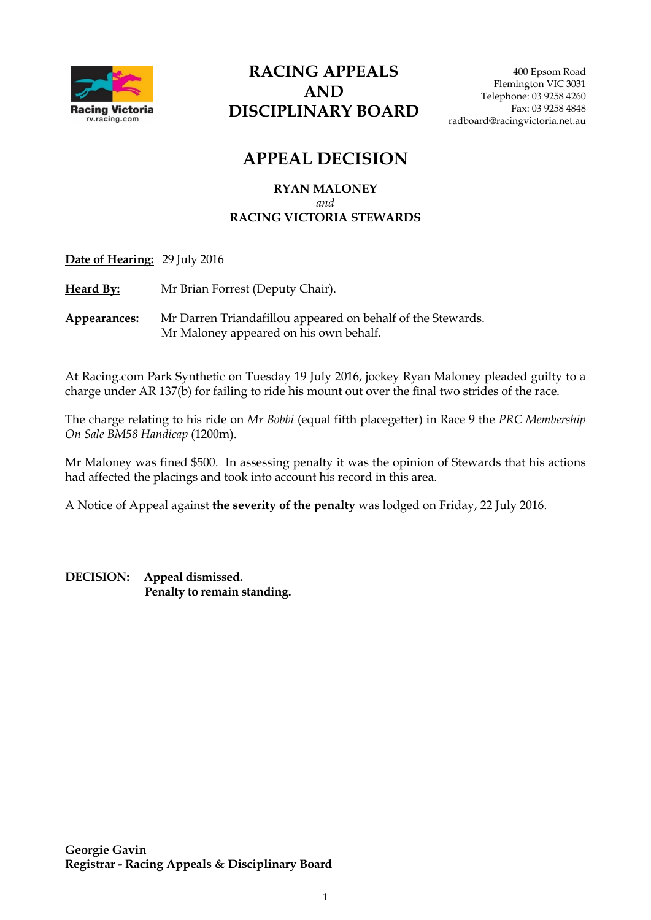Racing Victoria
rv.racing.com

# RACING APPEALS AND DISCIPLINARY BOARD

400 Epsom Road
Flemington VIC 3031
Telephone: 03 9258 4260
Fax: 03 9258 4848
radboard@racingvictoria.net.au

---

## APPEAL DECISION

**RYAN MALONEY**
*and*
**RACING VICTORIA STEWARDS**

---

**Date of Hearing:** 29 July 2016

**Heard By:** Mr Brian Forrest (Deputy Chair).

**Appearances:** Mr Darren Triandafillou appeared on behalf of the Stewards.
Mr Maloney appeared on his own behalf.

---

At Racing.com Park Synthetic on Tuesday 19 July 2016, jockey Ryan Maloney pleaded guilty to a charge under AR 137(b) for failing to ride his mount out over the final two strides of the race.

The charge relating to his ride on *Mr Bobbi* (equal fifth placegetter) in Race 9 the *PRC Membership On Sale BM58 Handicap* (1200m).

Mr Maloney was fined $500. In assessing penalty it was the opinion of Stewards that his actions had affected the placings and took into account his record in this area.

A Notice of Appeal against **the severity of the penalty** was lodged on Friday, 22 July 2016.

---

**DECISION: Appeal dismissed.**
**Penalty to remain standing.**

**Georgie Gavin**
**Registrar - Racing Appeals & Disciplinary Board**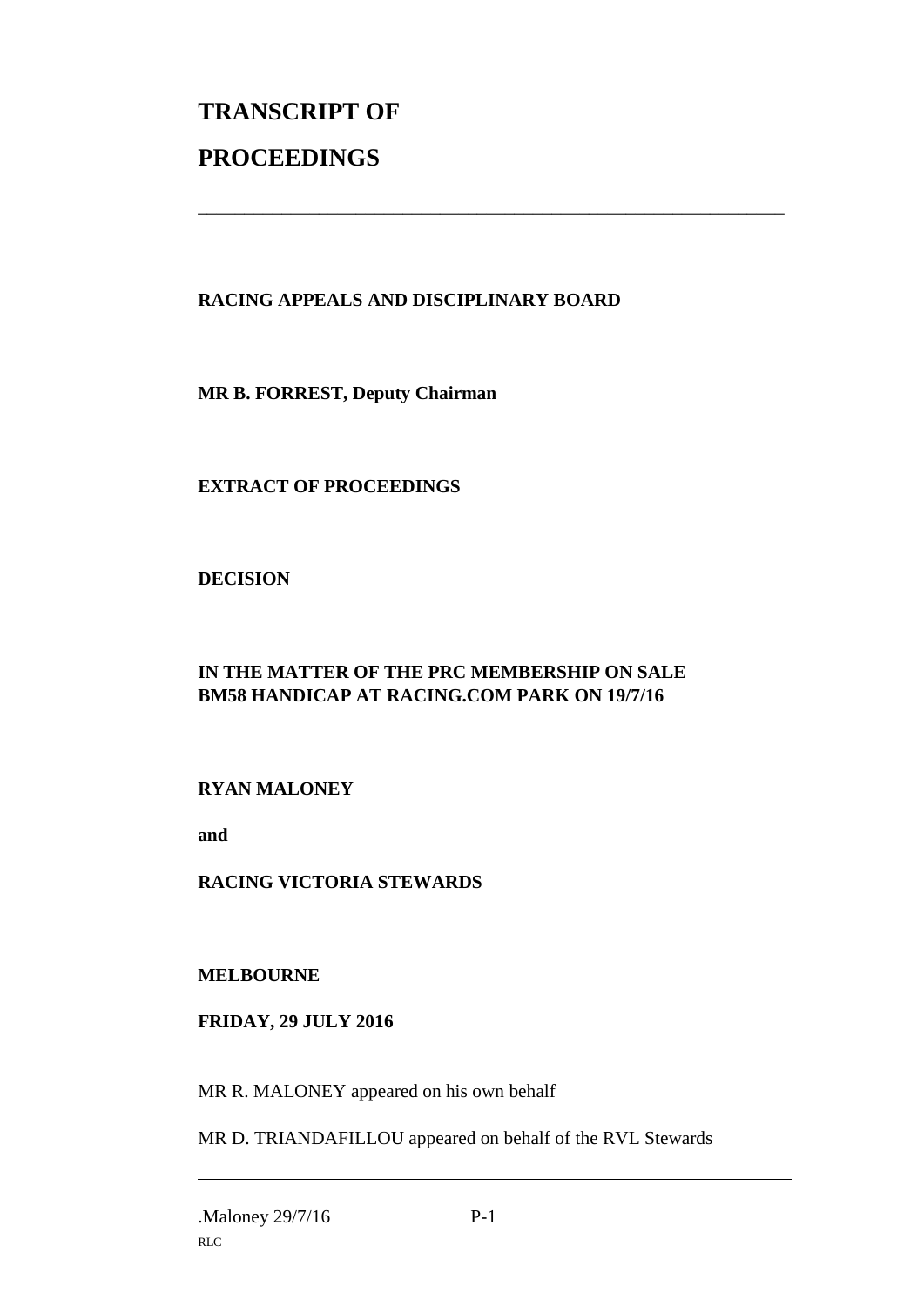# TRANSCRIPT OF

# PROCEEDINGS

---

**RACING APPEALS AND DISCIPLINARY BOARD**

**MR B. FORREST, Deputy Chairman**

**EXTRACT OF PROCEEDINGS**

**DECISION**

**IN THE MATTER OF THE PRC MEMBERSHIP ON SALE BM58 HANDICAP AT RACING.COM PARK ON 19/7/16**

**RYAN MALONEY**

**and**

**RACING VICTORIA STEWARDS**

**MELBOURNE**

**FRIDAY, 29 JULY 2016**

MR R. MALONEY appeared on his own behalf

MR D. TRIANDAFILLOU appeared on behalf of the RVL Stewards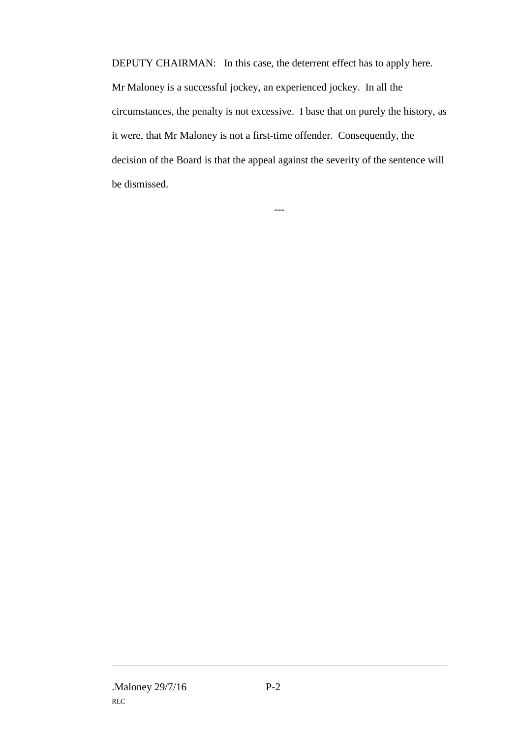DEPUTY CHAIRMAN: In this case, the deterrent effect has to apply here. Mr Maloney is a successful jockey, an experienced jockey. In all the circumstances, the penalty is not excessive. I base that on purely the history, as it were, that Mr Maloney is not a first-time offender. Consequently, the decision of the Board is that the appeal against the severity of the sentence will be dismissed.

---